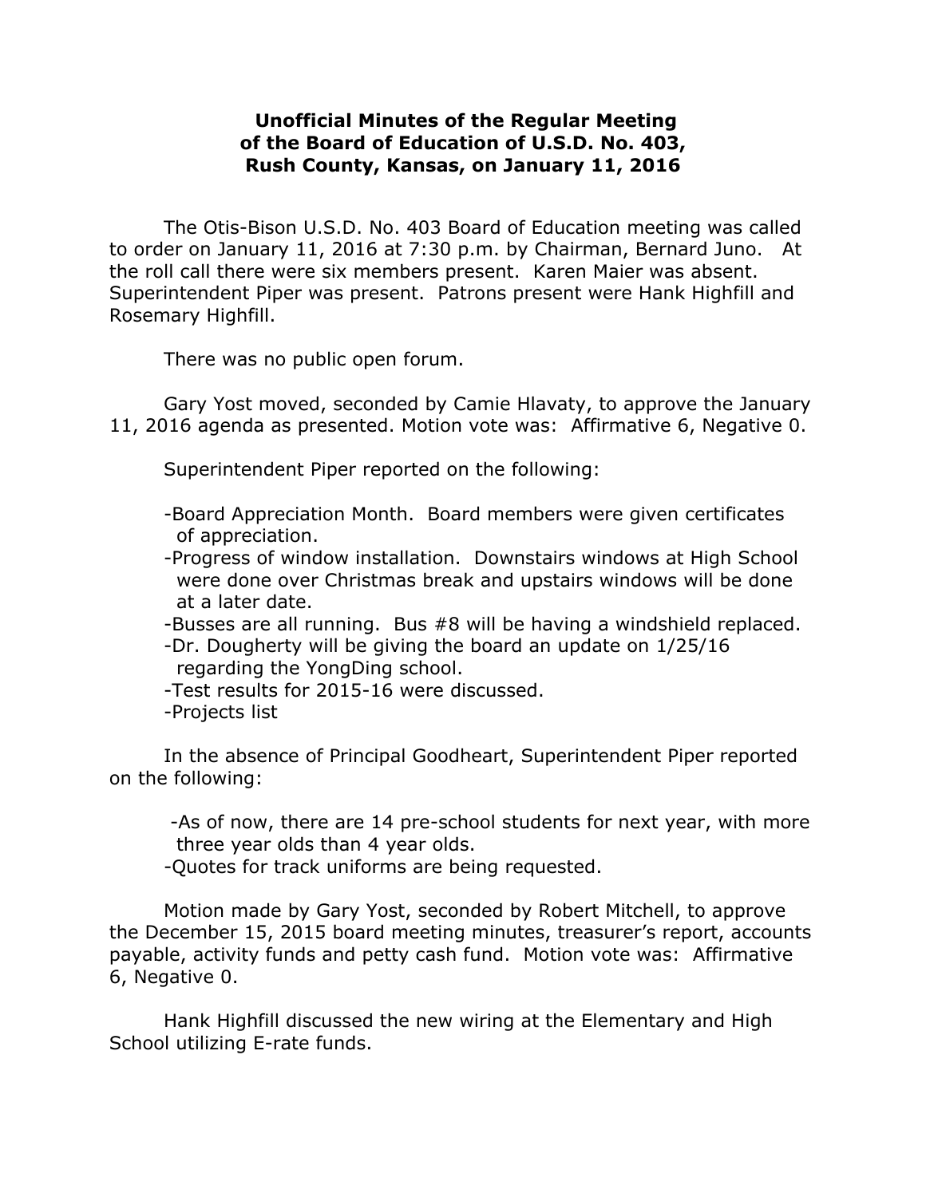# Unofficial Minutes of the Regular Meeting of the Board of Education of U.S.D. No. 403, Rush County, Kansas, on January 11, 2016

The Otis-Bison U.S.D. No. 403 Board of Education meeting was called to order on January 11, 2016 at 7:30 p.m. by Chairman, Bernard Juno. At the roll call there were six members present. Karen Maier was absent. Superintendent Piper was present. Patrons present were Hank Highfill and Rosemary Highfill.

There was no public open forum.

Gary Yost moved, seconded by Camie Hlavaty, to approve the January 11, 2016 agenda as presented. Motion vote was: Affirmative 6, Negative 0.

Superintendent Piper reported on the following:

- -Board Appreciation Month. Board members were given certificates of appreciation.
- -Progress of window installation. Downstairs windows at High School were done over Christmas break and upstairs windows will be done at a later date.
- -Busses are all running. Bus #8 will be having a windshield replaced.
- -Dr. Dougherty will be giving the board an update on 1/25/16 regarding the YongDing school.
- -Test results for 2015-16 were discussed.
- -Projects list

In the absence of Principal Goodheart, Superintendent Piper reported on the following:

- -As of now, there are 14 pre-school students for next year, with more three year olds than 4 year olds.
- -Quotes for track uniforms are being requested.

Motion made by Gary Yost, seconded by Robert Mitchell, to approve the December 15, 2015 board meeting minutes, treasurer's report, accounts payable, activity funds and petty cash fund. Motion vote was: Affirmative 6, Negative 0.

Hank Highfill discussed the new wiring at the Elementary and High School utilizing E-rate funds.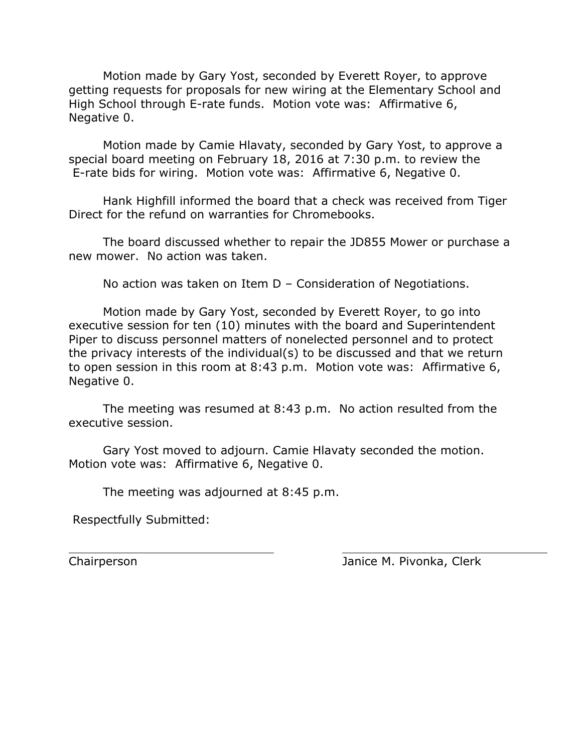Motion made by Gary Yost, seconded by Everett Royer, to approve getting requests for proposals for new wiring at the Elementary School and High School through E-rate funds. Motion vote was: Affirmative 6, Negative 0.

Motion made by Camie Hlavaty, seconded by Gary Yost, to approve a special board meeting on February 18, 2016 at 7:30 p.m. to review the E-rate bids for wiring. Motion vote was: Affirmative 6, Negative 0.

Hank Highfill informed the board that a check was received from Tiger Direct for the refund on warranties for Chromebooks.

The board discussed whether to repair the JD855 Mower or purchase a new mower. No action was taken.

No action was taken on Item D – Consideration of Negotiations.

Motion made by Gary Yost, seconded by Everett Royer, to go into executive session for ten (10) minutes with the board and Superintendent Piper to discuss personnel matters of nonelected personnel and to protect the privacy interests of the individual(s) to be discussed and that we return to open session in this room at 8:43 p.m. Motion vote was: Affirmative 6, Negative 0.

The meeting was resumed at 8:43 p.m. No action resulted from the executive session.

Gary Yost moved to adjourn. Camie Hlavaty seconded the motion. Motion vote was: Affirmative 6, Negative 0.

The meeting was adjourned at 8:45 p.m.

Respectfully Submitted:

Chairperson

Janice M. Pivonka, Clerk